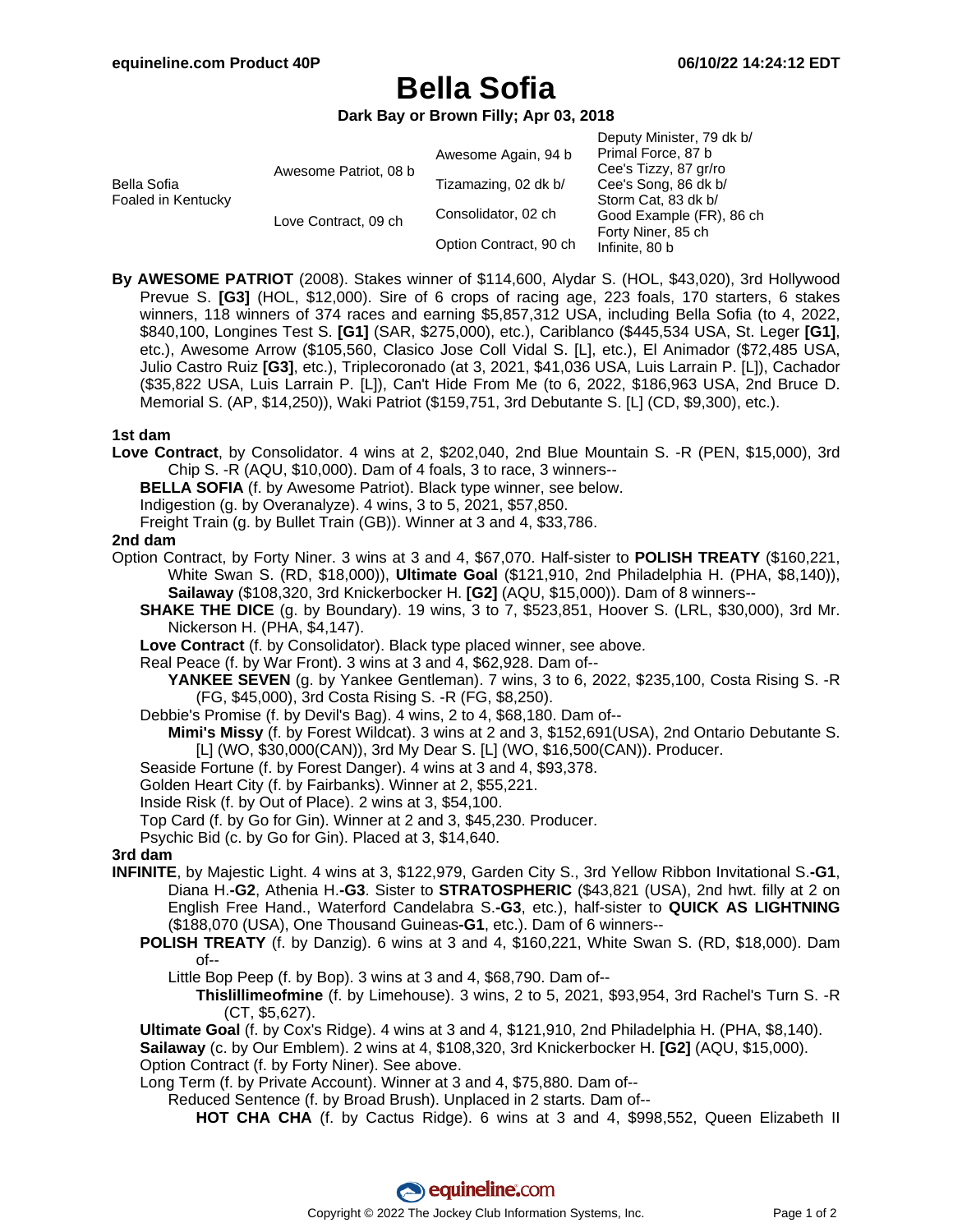equineline.com Product 40P — 06/10/22 14:24:12 EDT

# Bella Sofia

**Dark Bay or Brown Filly; Apr 03, 2018**

| | | | |
|---|---|---|---|
| Bella Sofia<br>Foaled in Kentucky | Awesome Patriot, 08 b | Awesome Again, 94 b | Deputy Minister, 79 dk b/ |
| | | | Primal Force, 87 b |
| | | Tizamazing, 02 dk b/ | Cee's Tizzy, 87 gr/ro |
| | | | Cee's Song, 86 dk b/ |
| | Love Contract, 09 ch | Consolidator, 02 ch | Storm Cat, 83 dk b/ |
| | | | Good Example (FR), 86 ch |
| | | Option Contract, 90 ch | Forty Niner, 85 ch |
| | | | Infinite, 80 b |

**By AWESOME PATRIOT** (2008). Stakes winner of $114,600, Alydar S. (HOL, $43,020), 3rd Hollywood Prevue S. **[G3]** (HOL, $12,000). Sire of 6 crops of racing age, 223 foals, 170 starters, 6 stakes winners, 118 winners of 374 races and earning $5,857,312 USA, including Bella Sofia (to 4, 2022, $840,100, Longines Test S. **[G1]** (SAR, $275,000), etc.), Cariblanco ($445,534 USA, St. Leger **[G1]**, etc.), Awesome Arrow ($105,560, Clasico Jose Coll Vidal S. [L], etc.), El Animador ($72,485 USA, Julio Castro Ruiz **[G3]**, etc.), Triplecoronado (at 3, 2021, $41,036 USA, Luis Larrain P. [L]), Cachador ($35,822 USA, Luis Larrain P. [L]), Can't Hide From Me (to 6, 2022, $186,963 USA, 2nd Bruce D. Memorial S. (AP, $14,250)), Waki Patriot ($159,751, 3rd Debutante S. [L] (CD, $9,300), etc.).

### 1st dam

**Love Contract**, by Consolidator. 4 wins at 2, $202,040, 2nd Blue Mountain S. -R (PEN, $15,000), 3rd Chip S. -R (AQU, $10,000). Dam of 4 foals, 3 to race, 3 winners--

- **BELLA SOFIA** (f. by Awesome Patriot). Black type winner, see below.
- Indigestion (g. by Overanalyze). 4 wins, 3 to 5, 2021, $57,850.
- Freight Train (g. by Bullet Train (GB)). Winner at 3 and 4, $33,786.

### 2nd dam

Option Contract, by Forty Niner. 3 wins at 3 and 4, $67,070. Half-sister to **POLISH TREATY** ($160,221, White Swan S. (RD, $18,000)), **Ultimate Goal** ($121,910, 2nd Philadelphia H. (PHA, $8,140)), **Sailaway** ($108,320, 3rd Knickerbocker H. **[G2]** (AQU, $15,000)). Dam of 8 winners--

- **SHAKE THE DICE** (g. by Boundary). 19 wins, 3 to 7, $523,851, Hoover S. (LRL, $30,000), 3rd Mr. Nickerson H. (PHA, $4,147).
- **Love Contract** (f. by Consolidator). Black type placed winner, see above.
- Real Peace (f. by War Front). 3 wins at 3 and 4, $62,928. Dam of--
  - **YANKEE SEVEN** (g. by Yankee Gentleman). 7 wins, 3 to 6, 2022, $235,100, Costa Rising S. -R (FG, $45,000), 3rd Costa Rising S. -R (FG, $8,250).
- Debbie's Promise (f. by Devil's Bag). 4 wins, 2 to 4, $68,180. Dam of--
  - **Mimi's Missy** (f. by Forest Wildcat). 3 wins at 2 and 3, $152,691(USA), 2nd Ontario Debutante S. [L] (WO, $30,000(CAN)), 3rd My Dear S. [L] (WO, $16,500(CAN)). Producer.
- Seaside Fortune (f. by Forest Danger). 4 wins at 3 and 4, $93,378.
- Golden Heart City (f. by Fairbanks). Winner at 2, $55,221.
- Inside Risk (f. by Out of Place). 2 wins at 3, $54,100.
- Top Card (f. by Go for Gin). Winner at 2 and 3, $45,230. Producer.
- Psychic Bid (c. by Go for Gin). Placed at 3, $14,640.

### 3rd dam

**INFINITE**, by Majestic Light. 4 wins at 3, $122,979, Garden City S., 3rd Yellow Ribbon Invitational S.**-G1**, Diana H.**-G2**, Athenia H.**-G3**. Sister to **STRATOSPHERIC** ($43,821 (USA), 2nd hwt. filly at 2 on English Free Hand., Waterford Candelabra S.**-G3**, etc.), half-sister to **QUICK AS LIGHTNING** ($188,070 (USA), One Thousand Guineas**-G1**, etc.). Dam of 6 winners--

- **POLISH TREATY** (f. by Danzig). 6 wins at 3 and 4, $160,221, White Swan S. (RD, $18,000). Dam of--
  - Little Bop Peep (f. by Bop). 3 wins at 3 and 4, $68,790. Dam of--
    - **Thislillimeofmine** (f. by Limehouse). 3 wins, 2 to 5, 2021, $93,954, 3rd Rachel's Turn S. -R (CT, $5,627).
- **Ultimate Goal** (f. by Cox's Ridge). 4 wins at 3 and 4, $121,910, 2nd Philadelphia H. (PHA, $8,140).
- **Sailaway** (c. by Our Emblem). 2 wins at 4, $108,320, 3rd Knickerbocker H. **[G2]** (AQU, $15,000).
- Option Contract (f. by Forty Niner). See above.
- Long Term (f. by Private Account). Winner at 3 and 4, $75,880. Dam of--
  - Reduced Sentence (f. by Broad Brush). Unplaced in 2 starts. Dam of--
    - **HOT CHA CHA** (f. by Cactus Ridge). 6 wins at 3 and 4, $998,552, Queen Elizabeth II

Copyright © 2022 The Jockey Club Information Systems, Inc.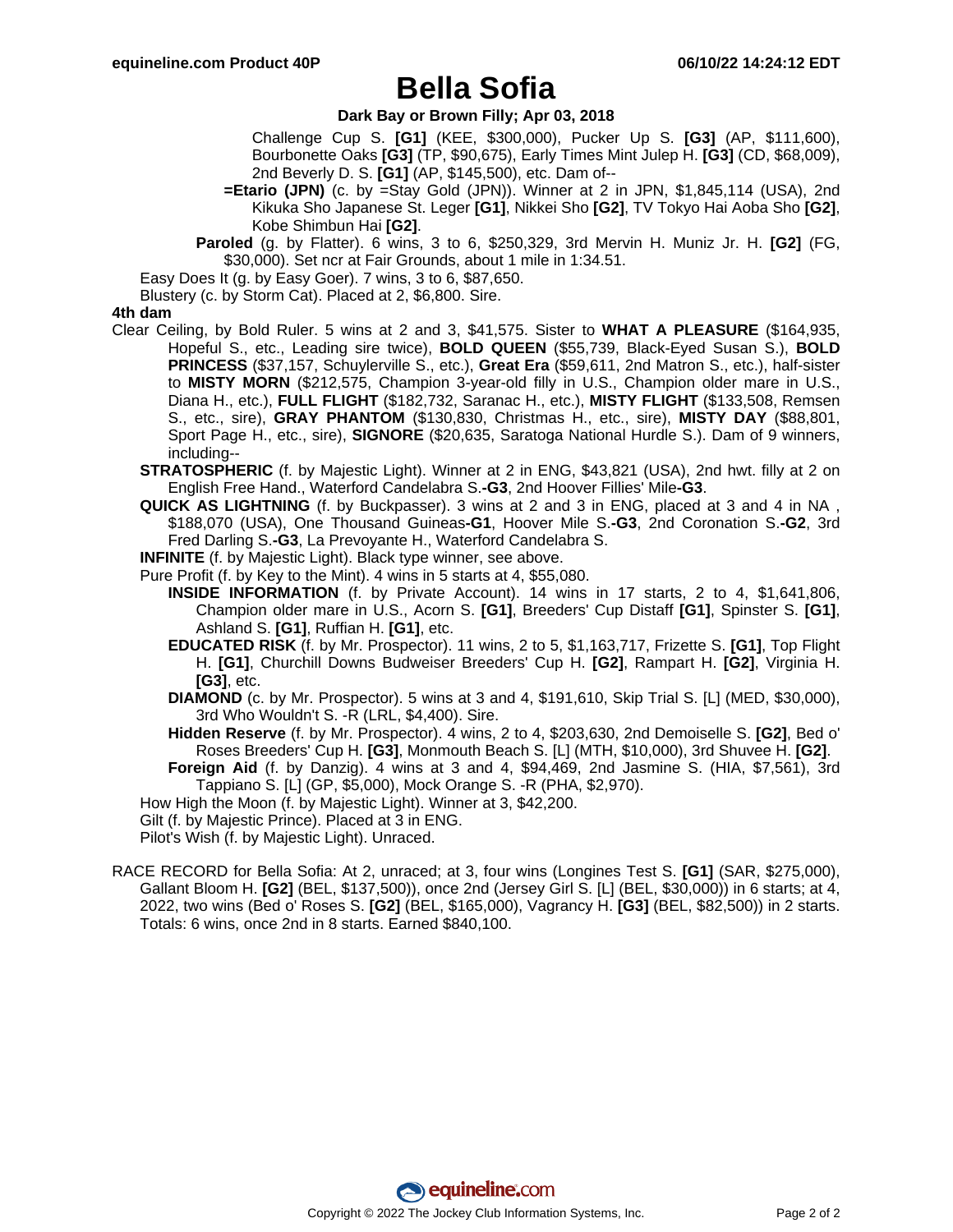# Bella Sofia

**Dark Bay or Brown Filly; Apr 03, 2018**

Challenge Cup S. **[G1]** (KEE, $300,000), Pucker Up S. **[G3]** (AP, $111,600), Bourbonette Oaks **[G3]** (TP, $90,675), Early Times Mint Julep H. **[G3]** (CD, $68,009), 2nd Beverly D. S. **[G1]** (AP, $145,500), etc. Dam of--

**=Etario (JPN)** (c. by =Stay Gold (JPN)). Winner at 2 in JPN, $1,845,114 (USA), 2nd Kikuka Sho Japanese St. Leger **[G1]**, Nikkei Sho **[G2]**, TV Tokyo Hai Aoba Sho **[G2]**, Kobe Shimbun Hai **[G2]**.

**Paroled** (g. by Flatter). 6 wins, 3 to 6, $250,329, 3rd Mervin H. Muniz Jr. H. **[G2]** (FG, $30,000). Set ncr at Fair Grounds, about 1 mile in 1:34.51.

Easy Does It (g. by Easy Goer). 7 wins, 3 to 6, $87,650.

Blustery (c. by Storm Cat). Placed at 2, $6,800. Sire.

**4th dam**

Clear Ceiling, by Bold Ruler. 5 wins at 2 and 3, $41,575. Sister to **WHAT A PLEASURE** ($164,935, Hopeful S., etc., Leading sire twice), **BOLD QUEEN** ($55,739, Black-Eyed Susan S.), **BOLD PRINCESS** ($37,157, Schuylerville S., etc.), **Great Era** ($59,611, 2nd Matron S., etc.), half-sister to **MISTY MORN** ($212,575, Champion 3-year-old filly in U.S., Champion older mare in U.S., Diana H., etc.), **FULL FLIGHT** ($182,732, Saranac H., etc.), **MISTY FLIGHT** ($133,508, Remsen S., etc., sire), **GRAY PHANTOM** ($130,830, Christmas H., etc., sire), **MISTY DAY** ($88,801, Sport Page H., etc., sire), **SIGNORE** ($20,635, Saratoga National Hurdle S.). Dam of 9 winners, including--

**STRATOSPHERIC** (f. by Majestic Light). Winner at 2 in ENG, $43,821 (USA), 2nd hwt. filly at 2 on English Free Hand., Waterford Candelabra S.**-G3**, 2nd Hoover Fillies' Mile**-G3**.

**QUICK AS LIGHTNING** (f. by Buckpasser). 3 wins at 2 and 3 in ENG, placed at 3 and 4 in NA , $188,070 (USA), One Thousand Guineas**-G1**, Hoover Mile S.**-G3**, 2nd Coronation S.**-G2**, 3rd Fred Darling S.**-G3**, La Prevoyante H., Waterford Candelabra S.

**INFINITE** (f. by Majestic Light). Black type winner, see above.

Pure Profit (f. by Key to the Mint). 4 wins in 5 starts at 4, $55,080.

**INSIDE INFORMATION** (f. by Private Account). 14 wins in 17 starts, 2 to 4, $1,641,806, Champion older mare in U.S., Acorn S. **[G1]**, Breeders' Cup Distaff **[G1]**, Spinster S. **[G1]**, Ashland S. **[G1]**, Ruffian H. **[G1]**, etc.

**EDUCATED RISK** (f. by Mr. Prospector). 11 wins, 2 to 5, $1,163,717, Frizette S. **[G1]**, Top Flight H. **[G1]**, Churchill Downs Budweiser Breeders' Cup H. **[G2]**, Rampart H. **[G2]**, Virginia H. **[G3]**, etc.

**DIAMOND** (c. by Mr. Prospector). 5 wins at 3 and 4, $191,610, Skip Trial S. [L] (MED, $30,000), 3rd Who Wouldn't S. -R (LRL, $4,400). Sire.

**Hidden Reserve** (f. by Mr. Prospector). 4 wins, 2 to 4, $203,630, 2nd Demoiselle S. **[G2]**, Bed o' Roses Breeders' Cup H. **[G3]**, Monmouth Beach S. [L] (MTH, $10,000), 3rd Shuvee H. **[G2]**.

**Foreign Aid** (f. by Danzig). 4 wins at 3 and 4, $94,469, 2nd Jasmine S. (HIA, $7,561), 3rd Tappiano S. [L] (GP, $5,000), Mock Orange S. -R (PHA, $2,970).

How High the Moon (f. by Majestic Light). Winner at 3, $42,200.

Gilt (f. by Majestic Prince). Placed at 3 in ENG.

Pilot's Wish (f. by Majestic Light). Unraced.

RACE RECORD for Bella Sofia: At 2, unraced; at 3, four wins (Longines Test S. **[G1]** (SAR, $275,000), Gallant Bloom H. **[G2]** (BEL, $137,500)), once 2nd (Jersey Girl S. [L] (BEL, $30,000)) in 6 starts; at 4, 2022, two wins (Bed o' Roses S. **[G2]** (BEL, $165,000), Vagrancy H. **[G3]** (BEL, $82,500)) in 2 starts. Totals: 6 wins, once 2nd in 8 starts. Earned $840,100.